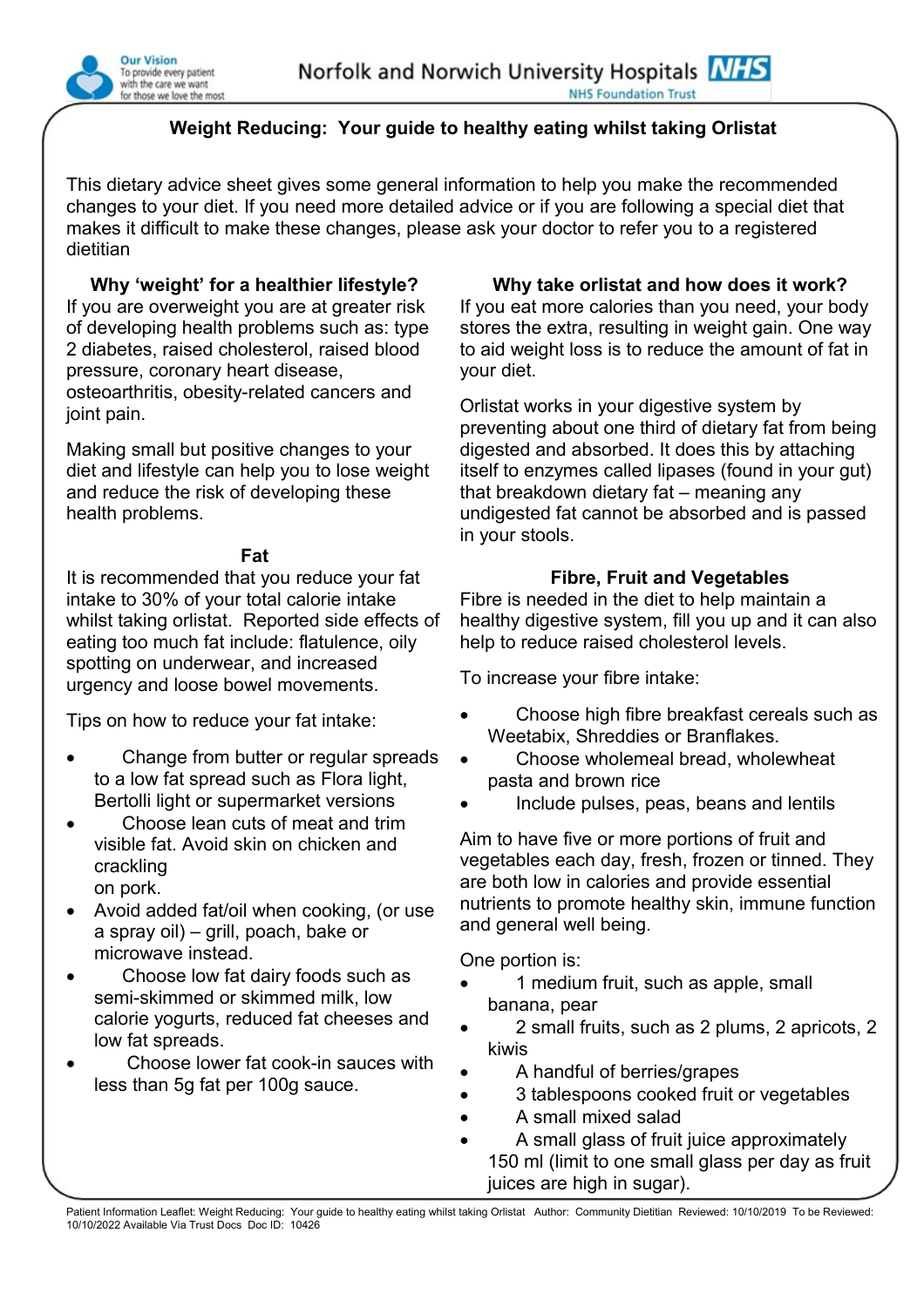# Weight Reducing: Your guide to healthy eating whilst taking Orlistat

This dietary advice sheet gives some general information to help you make the recommended changes to your diet. If you need more detailed advice or if you are following a special diet that makes it difficult to make these changes, please ask your doctor to refer you to a registered dietitian

## Why 'weight' for a healthier lifestyle?

If you are overweight you are at greater risk of developing health problems such as: type 2 diabetes, raised cholesterol, raised blood pressure, coronary heart disease, osteoarthritis, obesity-related cancers and joint pain.

Making small but positive changes to your diet and lifestyle can help you to lose weight and reduce the risk of developing these health problems.

## Fat

It is recommended that you reduce your fat intake to 30% of your total calorie intake whilst taking orlistat. Reported side effects of eating too much fat include: flatulence, oily spotting on underwear, and increased urgency and loose bowel movements.

Tips on how to reduce your fat intake:

- Change from butter or regular spreads to a low fat spread such as Flora light, Bertolli light or supermarket versions
- Choose lean cuts of meat and trim visible fat. Avoid skin on chicken and crackling on pork.
- Avoid added fat/oil when cooking, (or use a spray oil) – grill, poach, bake or microwave instead.
- Choose low fat dairy foods such as semi-skimmed or skimmed milk, low calorie yogurts, reduced fat cheeses and low fat spreads.
- Choose lower fat cook-in sauces with less than 5g fat per 100g sauce.

## Why take orlistat and how does it work?

If you eat more calories than you need, your body stores the extra, resulting in weight gain. One way to aid weight loss is to reduce the amount of fat in your diet.

Orlistat works in your digestive system by preventing about one third of dietary fat from being digested and absorbed. It does this by attaching itself to enzymes called lipases (found in your gut) that breakdown dietary fat – meaning any undigested fat cannot be absorbed and is passed in your stools.

## Fibre, Fruit and Vegetables

Fibre is needed in the diet to help maintain a healthy digestive system, fill you up and it can also help to reduce raised cholesterol levels.

To increase your fibre intake:

- Choose high fibre breakfast cereals such as Weetabix, Shreddies or Branflakes.
- Choose wholemeal bread, wholewheat pasta and brown rice
- Include pulses, peas, beans and lentils

Aim to have five or more portions of fruit and vegetables each day, fresh, frozen or tinned. They are both low in calories and provide essential nutrients to promote healthy skin, immune function and general well being.

One portion is:

- 1 medium fruit, such as apple, small banana, pear
- 2 small fruits, such as 2 plums, 2 apricots, 2 kiwis
- A handful of berries/grapes
- 3 tablespoons cooked fruit or vegetables
- A small mixed salad
- A small glass of fruit juice approximately 150 ml (limit to one small glass per day as fruit juices are high in sugar).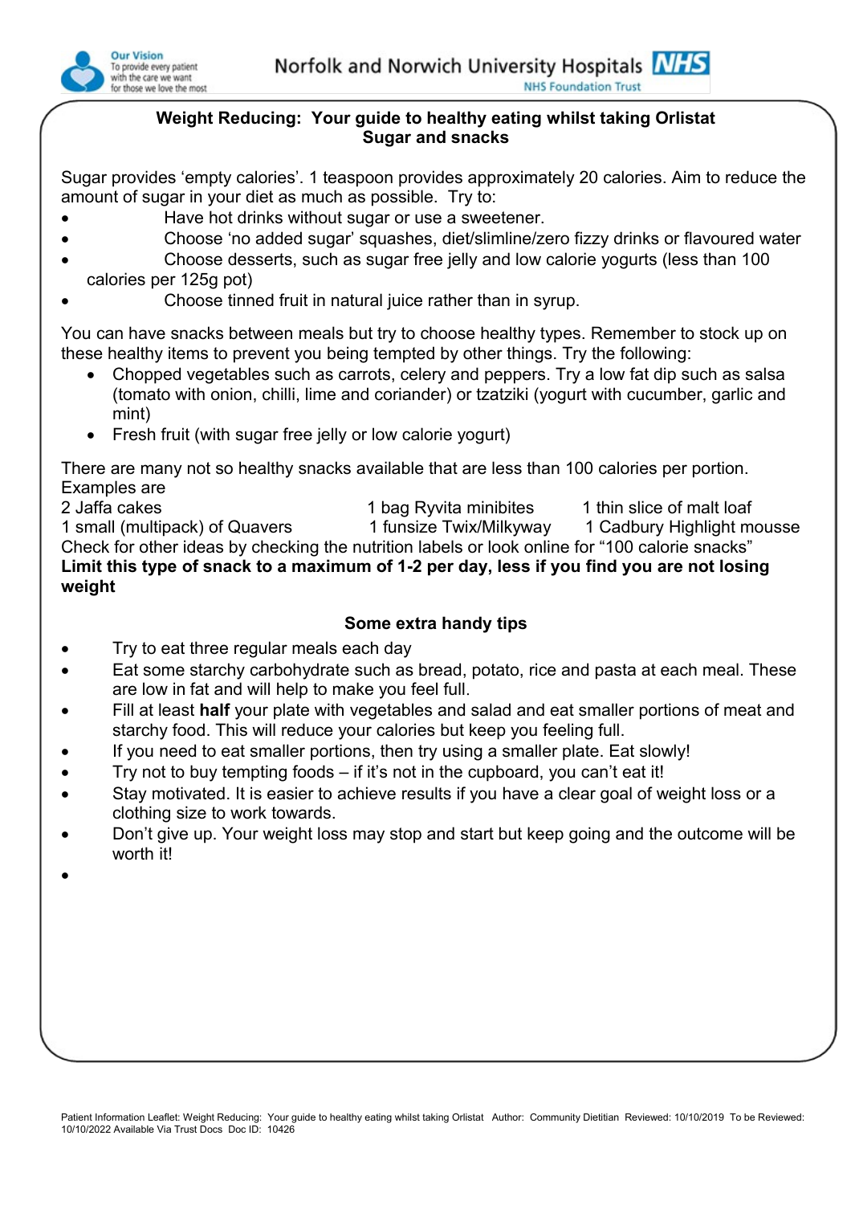## Weight Reducing: Your guide to healthy eating whilst taking Orlistat
## Sugar and snacks

Sugar provides 'empty calories'. 1 teaspoon provides approximately 20 calories. Aim to reduce the amount of sugar in your diet as much as possible. Try to:

- Have hot drinks without sugar or use a sweetener.
- Choose 'no added sugar' squashes, diet/slimline/zero fizzy drinks or flavoured water
- Choose desserts, such as sugar free jelly and low calorie yogurts (less than 100 calories per 125g pot)
- Choose tinned fruit in natural juice rather than in syrup.

You can have snacks between meals but try to choose healthy types. Remember to stock up on these healthy items to prevent you being tempted by other things. Try the following:

- Chopped vegetables such as carrots, celery and peppers. Try a low fat dip such as salsa (tomato with onion, chilli, lime and coriander) or tzatziki (yogurt with cucumber, garlic and mint)
- Fresh fruit (with sugar free jelly or low calorie yogurt)

There are many not so healthy snacks available that are less than 100 calories per portion. Examples are

| | | |
|---|---|---|
| 2 Jaffa cakes | 1 bag Ryvita minibites | 1 thin slice of malt loaf |
| 1 small (multipack) of Quavers | 1 funsize Twix/Milkyway | 1 Cadbury Highlight mousse |

Check for other ideas by checking the nutrition labels or look online for "100 calorie snacks"

**Limit this type of snack to a maximum of 1-2 per day, less if you find you are not losing weight**

### Some extra handy tips

- Try to eat three regular meals each day
- Eat some starchy carbohydrate such as bread, potato, rice and pasta at each meal. These are low in fat and will help to make you feel full.
- Fill at least **half** your plate with vegetables and salad and eat smaller portions of meat and starchy food. This will reduce your calories but keep you feeling full.
- If you need to eat smaller portions, then try using a smaller plate. Eat slowly!
- Try not to buy tempting foods – if it's not in the cupboard, you can't eat it!
- Stay motivated. It is easier to achieve results if you have a clear goal of weight loss or a clothing size to work towards.
- Don't give up. Your weight loss may stop and start but keep going and the outcome will be worth it!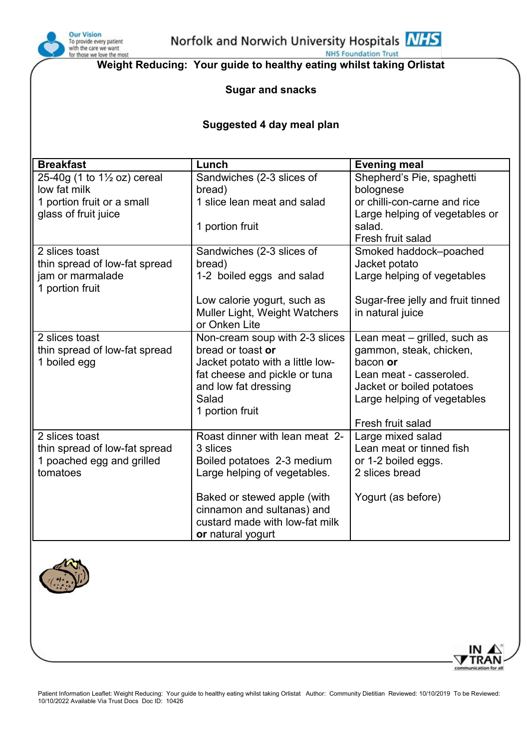**Weight Reducing: Your guide to healthy eating whilst taking Orlistat**

**Sugar and snacks**

**Suggested 4 day meal plan**

| Breakfast | Lunch | Evening meal |
|---|---|---|
| 25-40g (1 to 1½ oz) cereal<br>low fat milk<br>1 portion fruit or a small glass of fruit juice | Sandwiches (2-3 slices of bread)<br>1 slice lean meat and salad<br><br>1 portion fruit | Shepherd's Pie, spaghetti bolognese<br>or chilli-con-carne and rice<br>Large helping of vegetables or salad.<br>Fresh fruit salad |
| 2 slices toast<br>thin spread of low-fat spread<br>jam or marmalade<br>1 portion fruit | Sandwiches (2-3 slices of bread)<br>1-2 boiled eggs and salad<br><br>Low calorie yogurt, such as Muller Light, Weight Watchers or Onken Lite | Smoked haddock–poached<br>Jacket potato<br>Large helping of vegetables<br><br>Sugar-free jelly and fruit tinned in natural juice |
| 2 slices toast<br>thin spread of low-fat spread<br>1 boiled egg | Non-cream soup with 2-3 slices bread or toast **or**<br>Jacket potato with a little low-fat cheese and pickle or tuna and low fat dressing<br>Salad<br>1 portion fruit | Lean meat – grilled, such as gammon, steak, chicken, bacon **or**<br>Lean meat - casseroled.<br>Jacket or boiled potatoes<br>Large helping of vegetables<br><br>Fresh fruit salad |
| 2 slices toast<br>thin spread of low-fat spread<br>1 poached egg and grilled tomatoes | Roast dinner with lean meat 2-3 slices<br>Boiled potatoes 2-3 medium<br>Large helping of vegetables.<br><br>Baked or stewed apple (with cinnamon and sultanas) and custard made with low-fat milk **or** natural yogurt | Large mixed salad<br>Lean meat or tinned fish<br>or 1-2 boiled eggs.<br>2 slices bread<br><br>Yogurt (as before) |

Patient Information Leaflet: Weight Reducing: Your guide to healthy eating whilst taking Orlistat Author: Community Dietitian Reviewed: 10/10/2019 To be Reviewed: 10/10/2022 Available Via Trust Docs Doc ID: 10426